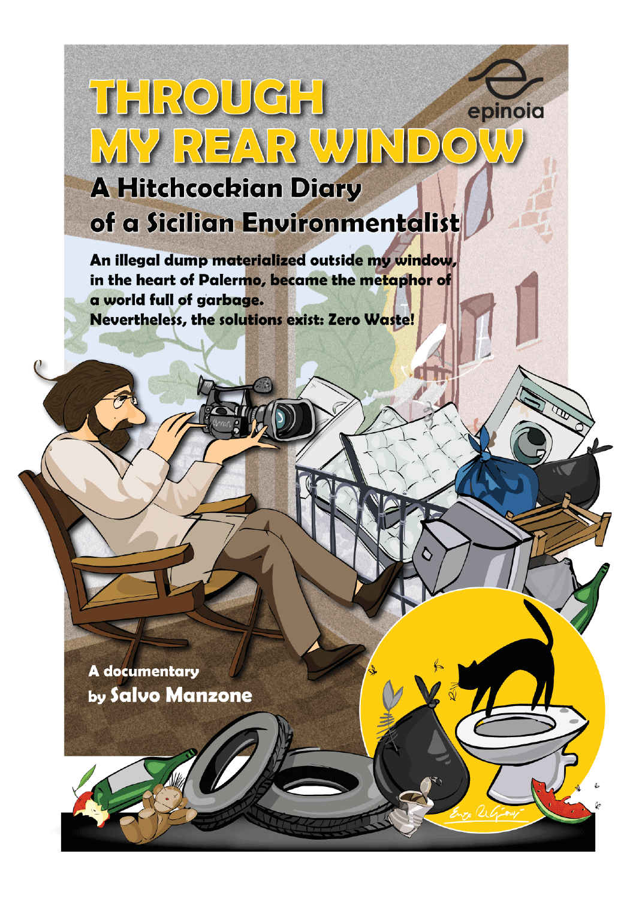# THROUGH MY REAR WINDOW

epinoia

## A Hitchcockian Diary of a Sicilian Environmentalist

**An illegal dump materialized outside my window, in the heart of Palermo, became the metaphor of a world full of garbage.**
**Nevertheless, the solutions exist: Zero Waste!**

**A documentary by Salvo Manzone**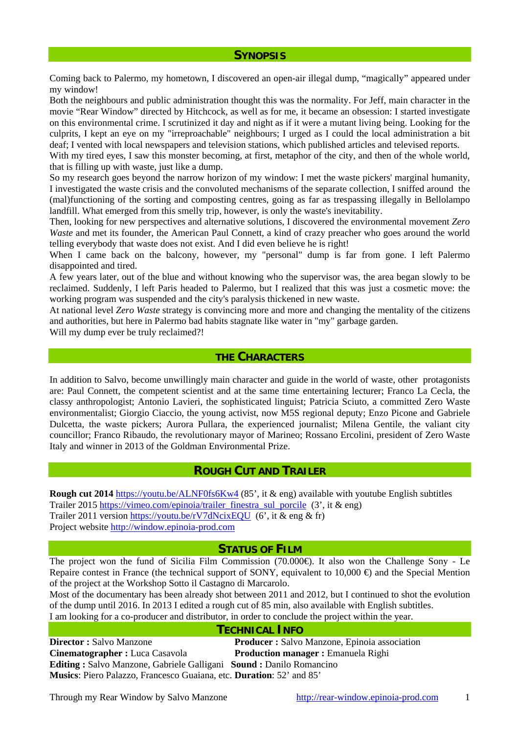## SYNOPSIS

Coming back to Palermo, my hometown, I discovered an open-air illegal dump, "magically" appeared under my window!

Both the neighbours and public administration thought this was the normality. For Jeff, main character in the movie "Rear Window" directed by Hitchcock, as well as for me, it became an obsession: I started investigate on this environmental crime. I scrutinized it day and night as if it were a mutant living being. Looking for the culprits, I kept an eye on my "irreproachable" neighbours; I urged as I could the local administration a bit deaf; I vented with local newspapers and television stations, which published articles and televised reports.

With my tired eyes, I saw this monster becoming, at first, metaphor of the city, and then of the whole world, that is filling up with waste, just like a dump.

So my research goes beyond the narrow horizon of my window: I met the waste pickers' marginal humanity, I investigated the waste crisis and the convoluted mechanisms of the separate collection, I sniffed around the (mal)functioning of the sorting and composting centres, going as far as trespassing illegally in Bellolampo landfill. What emerged from this smelly trip, however, is only the waste's inevitability.

Then, looking for new perspectives and alternative solutions, I discovered the environmental movement *Zero Waste* and met its founder, the American Paul Connett, a kind of crazy preacher who goes around the world telling everybody that waste does not exist. And I did even believe he is right!

When I came back on the balcony, however, my "personal" dump is far from gone. I left Palermo disappointed and tired.

A few years later, out of the blue and without knowing who the supervisor was, the area began slowly to be reclaimed. Suddenly, I left Paris headed to Palermo, but I realized that this was just a cosmetic move: the working program was suspended and the city's paralysis thickened in new waste.

At national level *Zero Waste* strategy is convincing more and more and changing the mentality of the citizens and authorities, but here in Palermo bad habits stagnate like water in "my" garbage garden.

Will my dump ever be truly reclaimed?!

## THE CHARACTERS

In addition to Salvo, become unwillingly main character and guide in the world of waste, other protagonists are: Paul Connett, the competent scientist and at the same time entertaining lecturer; Franco La Cecla, the classy anthropologist; Antonio Lavieri, the sophisticated linguist; Patricia Sciuto, a committed Zero Waste environmentalist; Giorgio Ciaccio, the young activist, now M5S regional deputy; Enzo Picone and Gabriele Dulcetta, the waste pickers; Aurora Pullara, the experienced journalist; Milena Gentile, the valiant city councillor; Franco Ribaudo, the revolutionary mayor of Marineo; Rossano Ercolini, president of Zero Waste Italy and winner in 2013 of the Goldman Environmental Prize.

## ROUGH CUT AND TRAILER

**Rough cut 2014** https://youtu.be/ALNF0fs6Kw4 (85', it & eng) available with youtube English subtitles
Trailer 2015 https://vimeo.com/epinoia/trailer_finestra_sul_porcile (3', it & eng)
Trailer 2011 version https://youtu.be/rV7dNcixEQU (6', it & eng & fr)
Project website http://window.epinoia-prod.com

## STATUS OF FILM

The project won the fund of Sicilia Film Commission (70.000€). It also won the Challenge Sony - Le Repaire contest in France (the technical support of SONY, equivalent to 10,000 €) and the Special Mention of the project at the Workshop Sotto il Castagno di Marcarolo.

Most of the documentary has been already shot between 2011 and 2012, but I continued to shot the evolution of the dump until 2016. In 2013 I edited a rough cut of 85 min, also available with English subtitles.

I am looking for a co-producer and distributor, in order to conclude the project within the year.

## TECHNICAL INFO

**Director :** Salvo Manzone
**Producer :** Salvo Manzone, Epinoia association
**Cinematographer :** Luca Casavola
**Production manager :** Emanuela Righi
**Editing :** Salvo Manzone, Gabriele Galligani
**Sound :** Danilo Romancino
**Musics**: Piero Palazzo, Francesco Guaiana, etc.
**Duration**: 52' and 85'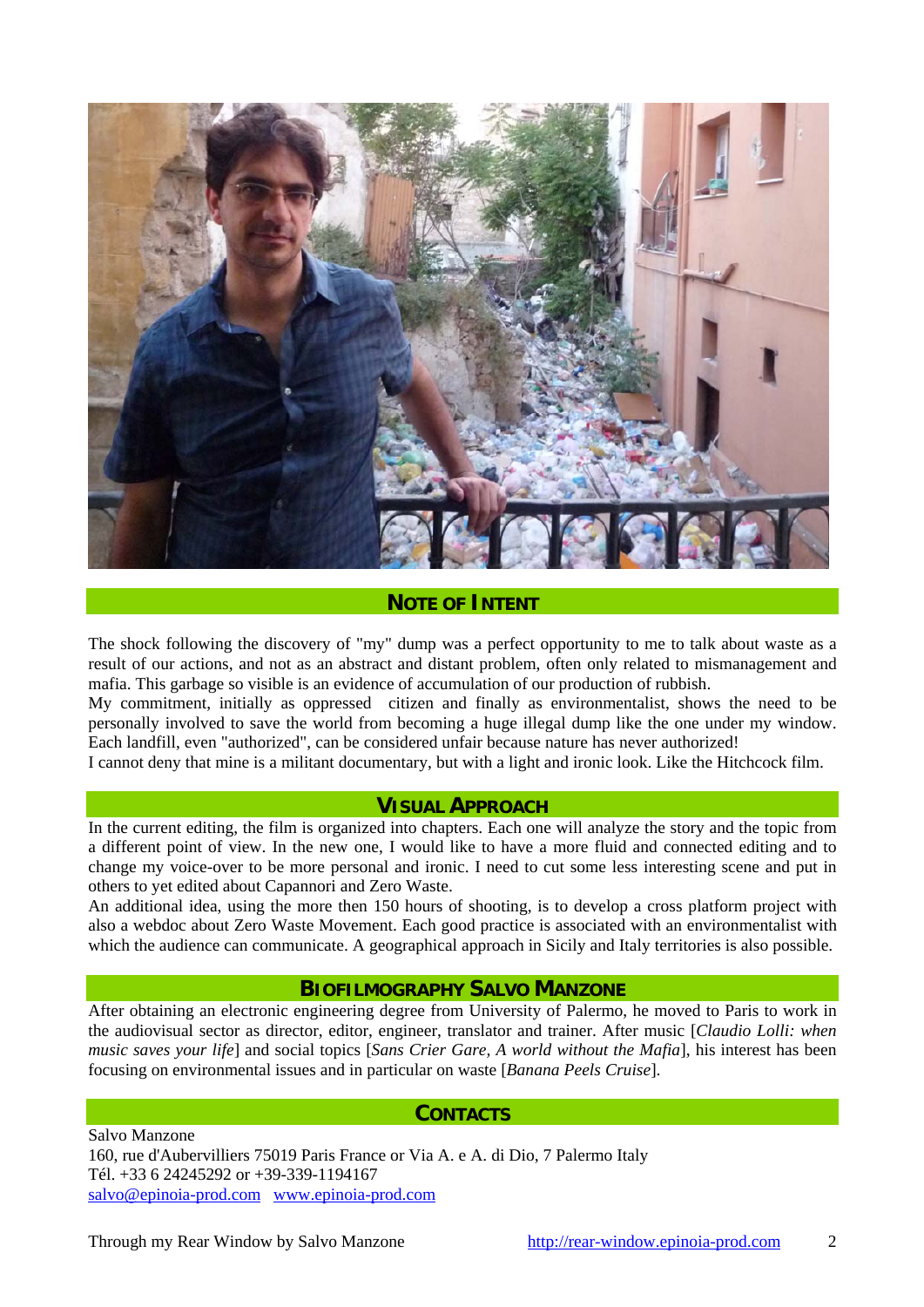## NOTE OF INTENT

The shock following the discovery of "my" dump was a perfect opportunity to me to talk about waste as a result of our actions, and not as an abstract and distant problem, often only related to mismanagement and mafia. This garbage so visible is an evidence of accumulation of our production of rubbish.

My commitment, initially as oppressed citizen and finally as environmentalist, shows the need to be personally involved to save the world from becoming a huge illegal dump like the one under my window. Each landfill, even "authorized", can be considered unfair because nature has never authorized!

I cannot deny that mine is a militant documentary, but with a light and ironic look. Like the Hitchcock film.

## VISUAL APPROACH

In the current editing, the film is organized into chapters. Each one will analyze the story and the topic from a different point of view. In the new one, I would like to have a more fluid and connected editing and to change my voice-over to be more personal and ironic. I need to cut some less interesting scene and put in others to yet edited about Capannori and Zero Waste.

An additional idea, using the more then 150 hours of shooting, is to develop a cross platform project with also a webdoc about Zero Waste Movement. Each good practice is associated with an environmentalist with which the audience can communicate. A geographical approach in Sicily and Italy territories is also possible.

## BIOFILMOGRAPHY SALVO MANZONE

After obtaining an electronic engineering degree from University of Palermo, he moved to Paris to work in the audiovisual sector as director, editor, engineer, translator and trainer. After music [*Claudio Lolli: when music saves your life*] and social topics [*Sans Crier Gare, A world without the Mafia*], his interest has been focusing on environmental issues and in particular on waste [*Banana Peels Cruise*].

## CONTACTS

Salvo Manzone
160, rue d'Aubervilliers 75019 Paris France or Via A. e A. di Dio, 7 Palermo Italy
Tél. +33 6 24245292 or +39-339-1194167
salvo@epinoia-prod.com www.epinoia-prod.com